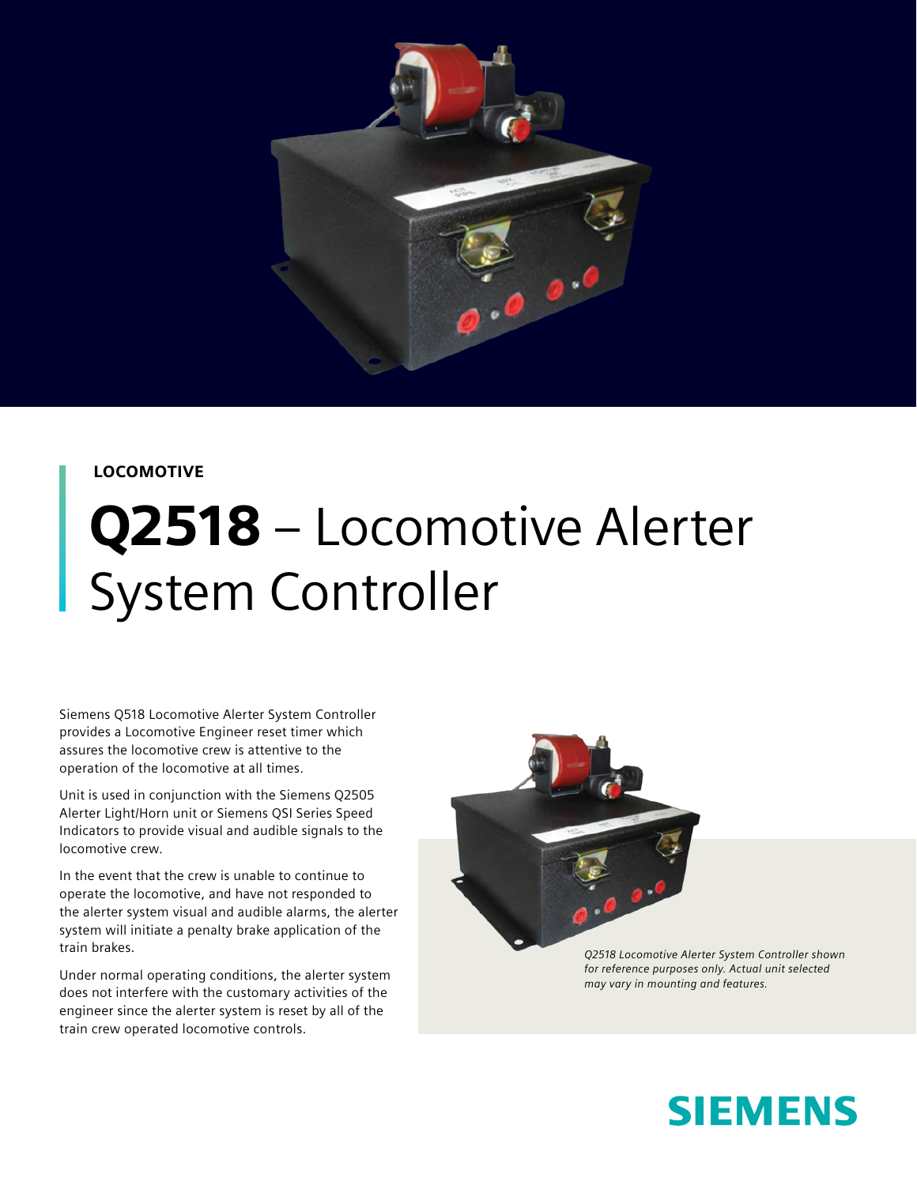LOCOMOTIVE

# **Q2518** – Locomotive Alerter System Controller

Siemens Q518 Locomotive Alerter System Controller provides a Locomotive Engineer reset timer which assures the locomotive crew is attentive to the operation of the locomotive at all times.

Unit is used in conjunction with the Siemens Q2505 Alerter Light/Horn unit or Siemens QSI Series Speed Indicators to provide visual and audible signals to the locomotive crew.

In the event that the crew is unable to continue to operate the locomotive, and have not responded to the alerter system visual and audible alarms, the alerter system will initiate a penalty brake application of the train brakes.

Under normal operating conditions, the alerter system does not interfere with the customary activities of the engineer since the alerter system is reset by all of the train crew operated locomotive controls.

*Q2518 Locomotive Alerter System Controller shown for reference purposes only. Actual unit selected may vary in mounting and features.*

SIEMENS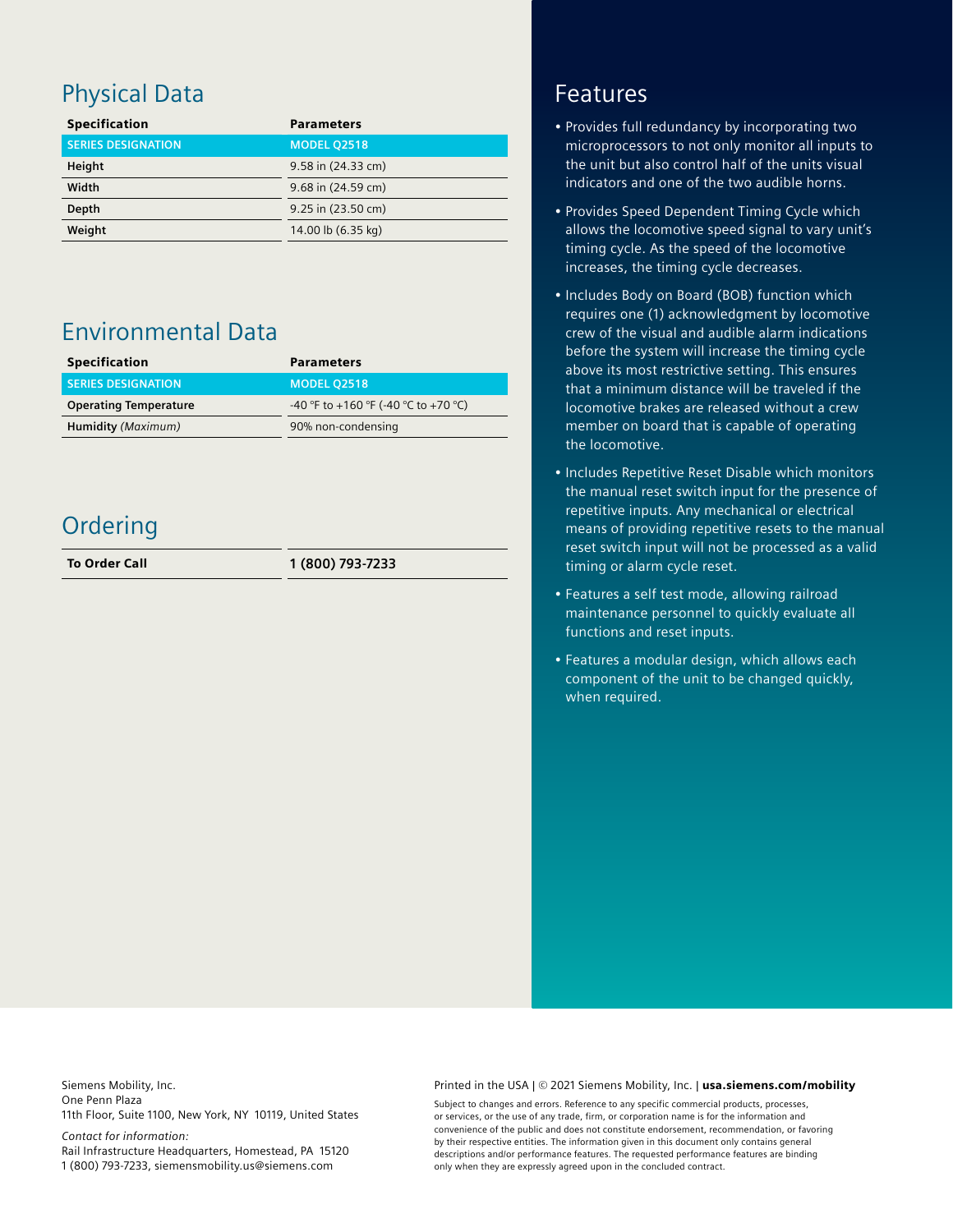## Physical Data

| Specification | Parameters |
| --- | --- |
| **SERIES DESIGNATION** | **MODEL Q2518** |
| **Height** | 9.58 in (24.33 cm) |
| **Width** | 9.68 in (24.59 cm) |
| **Depth** | 9.25 in (23.50 cm) |
| **Weight** | 14.00 lb (6.35 kg) |

## Environmental Data

| Specification | Parameters |
| --- | --- |
| **SERIES DESIGNATION** | **MODEL Q2518** |
| **Operating Temperature** | -40 °F to +160 °F (-40 °C to +70 °C) |
| **Humidity** *(Maximum)* | 90% non-condensing |

## Ordering

| | |
| --- | --- |
| **To Order Call** | **1 (800) 793-7233** |

## Features

- Provides full redundancy by incorporating two microprocessors to not only monitor all inputs to the unit but also control half of the units visual indicators and one of the two audible horns.
- Provides Speed Dependent Timing Cycle which allows the locomotive speed signal to vary unit's timing cycle. As the speed of the locomotive increases, the timing cycle decreases.
- Includes Body on Board (BOB) function which requires one (1) acknowledgment by locomotive crew of the visual and audible alarm indications before the system will increase the timing cycle above its most restrictive setting. This ensures that a minimum distance will be traveled if the locomotive brakes are released without a crew member on board that is capable of operating the locomotive.
- Includes Repetitive Reset Disable which monitors the manual reset switch input for the presence of repetitive inputs. Any mechanical or electrical means of providing repetitive resets to the manual reset switch input will not be processed as a valid timing or alarm cycle reset.
- Features a self test mode, allowing railroad maintenance personnel to quickly evaluate all functions and reset inputs.
- Features a modular design, which allows each component of the unit to be changed quickly, when required.

Siemens Mobility, Inc.
One Penn Plaza
11th Floor, Suite 1100, New York, NY 10119, United States

*Contact for information:*
Rail Infrastructure Headquarters, Homestead, PA 15120
1 (800) 793-7233, siemensmobility.us@siemens.com

Printed in the USA | © 2021 Siemens Mobility, Inc. | **usa.siemens.com/mobility**

Subject to changes and errors. Reference to any specific commercial products, processes, or services, or the use of any trade, firm, or corporation name is for the information and convenience of the public and does not constitute endorsement, recommendation, or favoring by their respective entities. The information given in this document only contains general descriptions and/or performance features. The requested performance features are binding only when they are expressly agreed upon in the concluded contract.